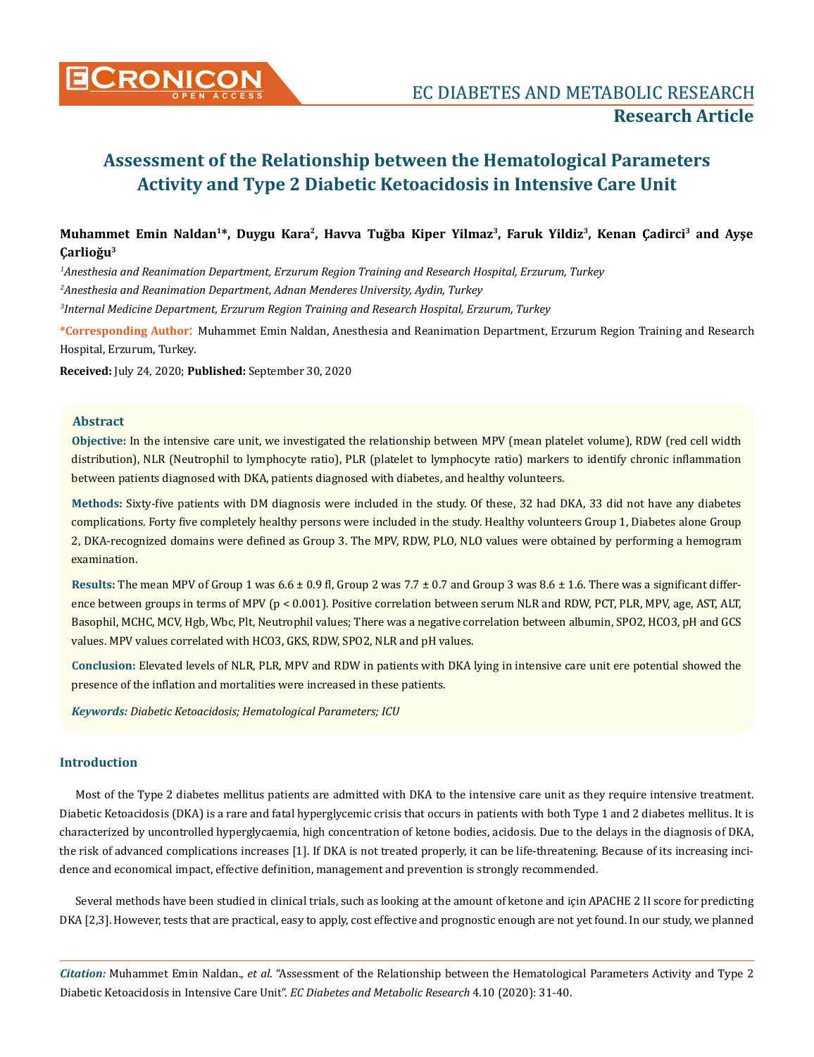# Assessment of the Relationship between the Hematological Parameters Activity and Type 2 Diabetic Ketoacidosis in Intensive Care Unit

**Muhammet Emin Naldan[1]*, Duygu Kara[2], Havva Tuğba Kiper Yilmaz[3], Faruk Yildiz[3], Kenan Çadirci[3] and Ayşe Çarlioğlu[3]**

*[1]Anesthesia and Reanimation Department, Erzurum Region Training and Research Hospital, Erzurum, Turkey*

*[2]Anesthesia and Reanimation Department, Adnan Menderes University, Aydin, Turkey*

*[3]Internal Medicine Department, Erzurum Region Training and Research Hospital, Erzurum, Turkey*

**\*Corresponding Author:** Muhammet Emin Naldan, Anesthesia and Reanimation Department, Erzurum Region Training and Research Hospital, Erzurum, Turkey.

**Received:** July 24, 2020; **Published:** September 30, 2020

## Abstract

**Objective:** In the intensive care unit, we investigated the relationship between MPV (mean platelet volume), RDW (red cell width distribution), NLR (Neutrophil to lymphocyte ratio), PLR (platelet to lymphocyte ratio) markers to identify chronic inflammation between patients diagnosed with DKA, patients diagnosed with diabetes, and healthy volunteers.

**Methods:** Sixty-five patients with DM diagnosis were included in the study. Of these, 32 had DKA, 33 did not have any diabetes complications. Forty five completely healthy persons were included in the study. Healthy volunteers Group 1, Diabetes alone Group 2, DKA-recognized domains were defined as Group 3. The MPV, RDW, PLO, NLO values were obtained by performing a hemogram examination.

**Results:** The mean MPV of Group 1 was 6.6 ± 0.9 fl, Group 2 was 7.7 ± 0.7 and Group 3 was 8.6 ± 1.6. There was a significant difference between groups in terms of MPV ($p < 0.001$). Positive correlation between serum NLR and RDW, PCT, PLR, MPV, age, AST, ALT, Basophil, MCHC, MCV, Hgb, Wbc, Plt, Neutrophil values; There was a negative correlation between albumin, SPO2, HCO3, pH and GCS values. MPV values correlated with HCO3, GKS, RDW, SPO2, NLR and pH values.

**Conclusion:** Elevated levels of NLR, PLR, MPV and RDW in patients with DKA lying in intensive care unit ere potential showed the presence of the inflation and mortalities were increased in these patients.

***Keywords:*** *Diabetic Ketoacidosis; Hematological Parameters; ICU*

## Introduction

Most of the Type 2 diabetes mellitus patients are admitted with DKA to the intensive care unit as they require intensive treatment. Diabetic Ketoacidosis (DKA) is a rare and fatal hyperglycemic crisis that occurs in patients with both Type 1 and 2 diabetes mellitus. It is characterized by uncontrolled hyperglycaemia, high concentration of ketone bodies, acidosis. Due to the delays in the diagnosis of DKA, the risk of advanced complications increases [1]. If DKA is not treated properly, it can be life-threatening. Because of its increasing incidence and economical impact, effective definition, management and prevention is strongly recommended.

Several methods have been studied in clinical trials, such as looking at the amount of ketone and için APACHE 2 II score for predicting DKA [2,3]. However, tests that are practical, easy to apply, cost effective and prognostic enough are not yet found. In our study, we planned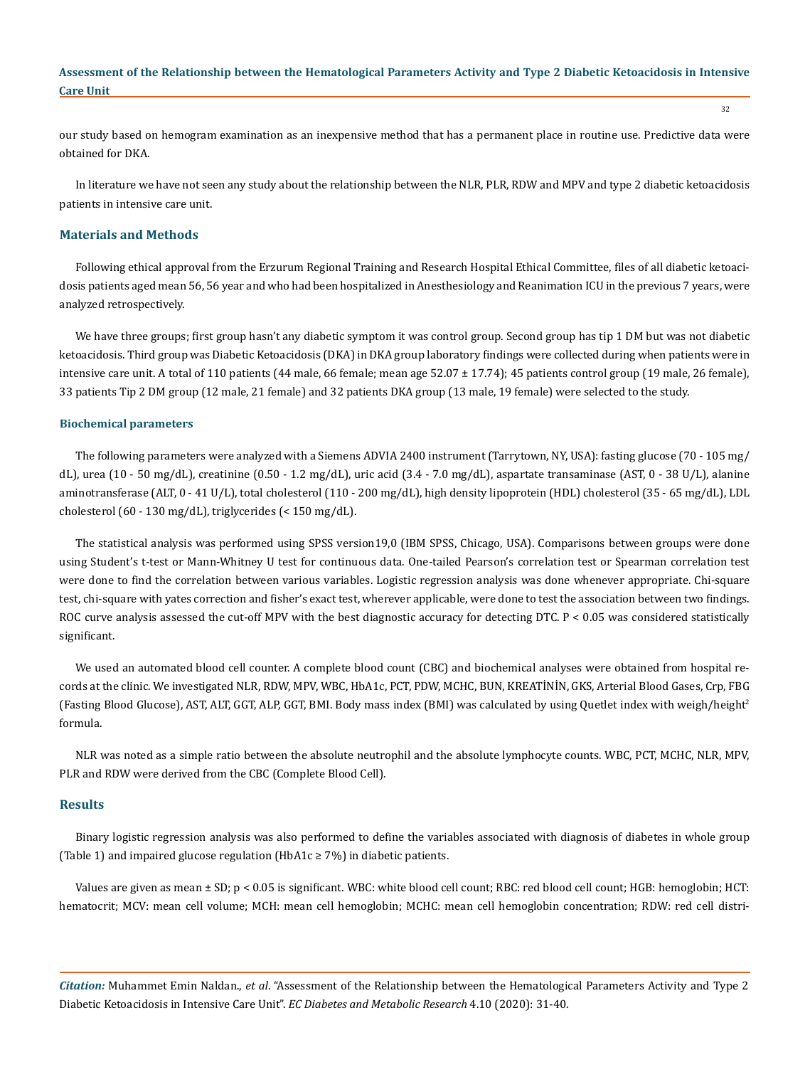our study based on hemogram examination as an inexpensive method that has a permanent place in routine use. Predictive data were obtained for DKA.

In literature we have not seen any study about the relationship between the NLR, PLR, RDW and MPV and type 2 diabetic ketoacidosis patients in intensive care unit.

## Materials and Methods

Following ethical approval from the Erzurum Regional Training and Research Hospital Ethical Committee, files of all diabetic ketoacidosis patients aged mean 56, 56 year and who had been hospitalized in Anesthesiology and Reanimation ICU in the previous 7 years, were analyzed retrospectively.

We have three groups; first group hasn't any diabetic symptom it was control group. Second group has tip 1 DM but was not diabetic ketoacidosis. Third group was Diabetic Ketoacidosis (DKA) in DKA group laboratory findings were collected during when patients were in intensive care unit. A total of 110 patients (44 male, 66 female; mean age 52.07 ± 17.74); 45 patients control group (19 male, 26 female), 33 patients Tip 2 DM group (12 male, 21 female) and 32 patients DKA group (13 male, 19 female) were selected to the study.

### Biochemical parameters

The following parameters were analyzed with a Siemens ADVIA 2400 instrument (Tarrytown, NY, USA): fasting glucose (70 - 105 mg/dL), urea (10 - 50 mg/dL), creatinine (0.50 - 1.2 mg/dL), uric acid (3.4 - 7.0 mg/dL), aspartate transaminase (AST, 0 - 38 U/L), alanine aminotransferase (ALT, 0 - 41 U/L), total cholesterol (110 - 200 mg/dL), high density lipoprotein (HDL) cholesterol (35 - 65 mg/dL), LDL cholesterol (60 - 130 mg/dL), triglycerides (< 150 mg/dL).

The statistical analysis was performed using SPSS version19,0 (IBM SPSS, Chicago, USA). Comparisons between groups were done using Student's t-test or Mann-Whitney U test for continuous data. One-tailed Pearson's correlation test or Spearman correlation test were done to find the correlation between various variables. Logistic regression analysis was done whenever appropriate. Chi-square test, chi-square with yates correction and fisher's exact test, wherever applicable, were done to test the association between two findings. ROC curve analysis assessed the cut-off MPV with the best diagnostic accuracy for detecting DTC. $P < 0.05$ was considered statistically significant.

We used an automated blood cell counter. A complete blood count (CBC) and biochemical analyses were obtained from hospital records at the clinic. We investigated NLR, RDW, MPV, WBC, HbA1c, PCT, PDW, MCHC, BUN, KREATİNİN, GKS, Arterial Blood Gases, Crp, FBG (Fasting Blood Glucose), AST, ALT, GGT, ALP, GGT, BMI. Body mass index (BMI) was calculated by using Quetlet index with weigh/height$^2$ formula.

NLR was noted as a simple ratio between the absolute neutrophil and the absolute lymphocyte counts. WBC, PCT, MCHC, NLR, MPV, PLR and RDW were derived from the CBC (Complete Blood Cell).

## Results

Binary logistic regression analysis was also performed to define the variables associated with diagnosis of diabetes in whole group (Table 1) and impaired glucose regulation (HbA1c ≥ 7%) in diabetic patients.

Values are given as mean ± SD; $p < 0.05$ is significant. WBC: white blood cell count; RBC: red blood cell count; HGB: hemoglobin; HCT: hematocrit; MCV: mean cell volume; MCH: mean cell hemoglobin; MCHC: mean cell hemoglobin concentration; RDW: red cell distri-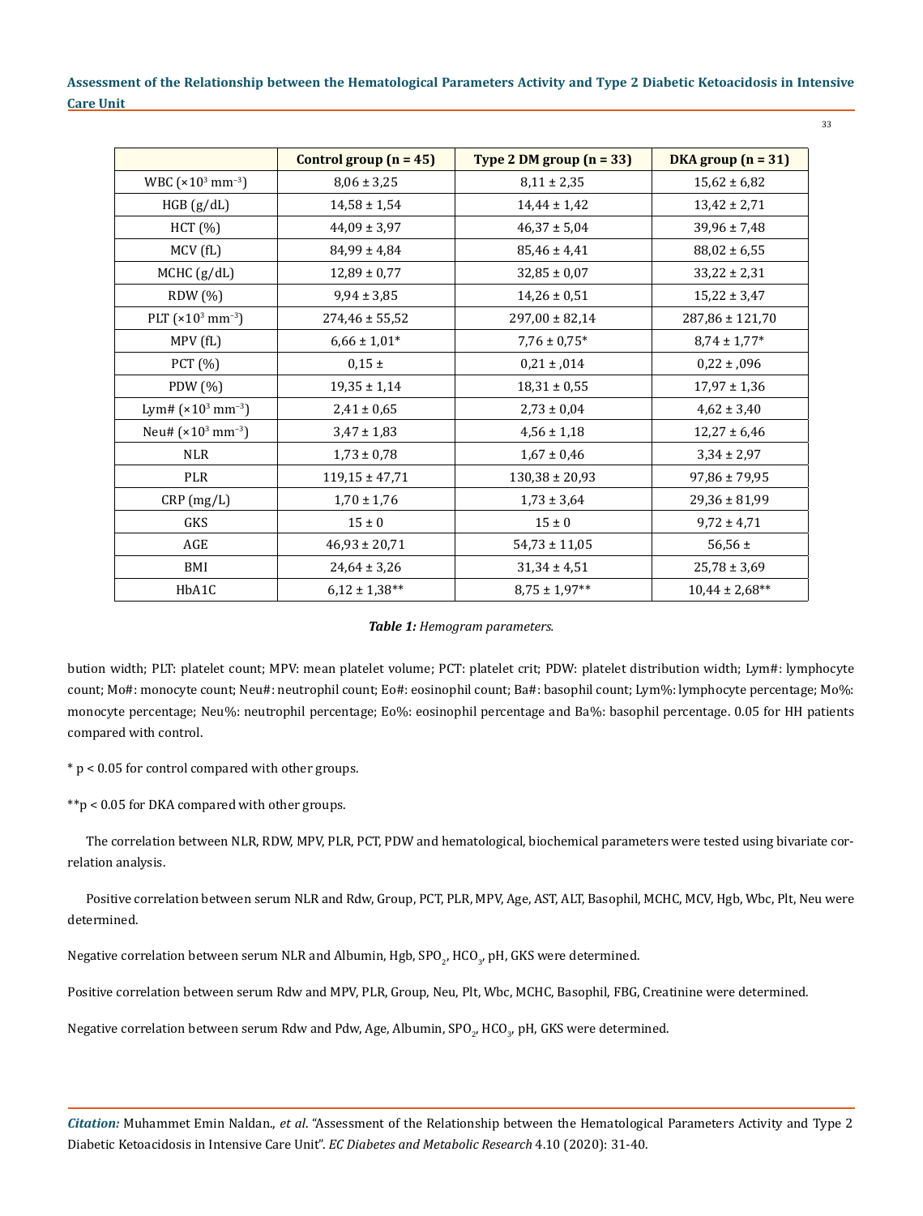|  | Control group (n = 45) | Type 2 DM group (n = 33) | DKA group (n = 31) |
|---|---|---|---|
| WBC ($\times 10^3$ mm$^{-3}$) | 8,06 ± 3,25 | 8,11 ± 2,35 | 15,62 ± 6,82 |
| HGB (g/dL) | 14,58 ± 1,54 | 14,44 ± 1,42 | 13,42 ± 2,71 |
| HCT (%) | 44,09 ± 3,97 | 46,37 ± 5,04 | 39,96 ± 7,48 |
| MCV (fL) | 84,99 ± 4,84 | 85,46 ± 4,41 | 88,02 ± 6,55 |
| MCHC (g/dL) | 12,89 ± 0,77 | 32,85 ± 0,07 | 33,22 ± 2,31 |
| RDW (%) | 9,94 ± 3,85 | 14,26 ± 0,51 | 15,22 ± 3,47 |
| PLT ($\times 10^3$ mm$^{-3}$) | 274,46 ± 55,52 | 297,00 ± 82,14 | 287,86 ± 121,70 |
| MPV (fL) | 6,66 ± 1,01* | 7,76 ± 0,75* | 8,74 ± 1,77* |
| PCT (%) | 0,15 ± | 0,21 ± ,014 | 0,22 ± ,096 |
| PDW (%) | 19,35 ± 1,14 | 18,31 ± 0,55 | 17,97 ± 1,36 |
| Lym# ($\times 10^3$ mm$^{-3}$) | 2,41 ± 0,65 | 2,73 ± 0,04 | 4,62 ± 3,40 |
| Neu# ($\times 10^3$ mm$^{-3}$) | 3,47 ± 1,83 | 4,56 ± 1,18 | 12,27 ± 6,46 |
| NLR | 1,73 ± 0,78 | 1,67 ± 0,46 | 3,34 ± 2,97 |
| PLR | 119,15 ± 47,71 | 130,38 ± 20,93 | 97,86 ± 79,95 |
| CRP (mg/L) | 1,70 ± 1,76 | 1,73 ± 3,64 | 29,36 ± 81,99 |
| GKS | 15 ± 0 | 15 ± 0 | 9,72 ± 4,71 |
| AGE | 46,93 ± 20,71 | 54,73 ± 11,05 | 56,56 ± |
| BMI | 24,64 ± 3,26 | 31,34 ± 4,51 | 25,78 ± 3,69 |
| HbA1C | 6,12 ± 1,38** | 8,75 ± 1,97** | 10,44 ± 2,68** |

***Table 1:*** *Hemogram parameters.*

bution width; PLT: platelet count; MPV: mean platelet volume; PCT: platelet crit; PDW: platelet distribution width; Lym#: lymphocyte count; Mo#: monocyte count; Neu#: neutrophil count; Eo#: eosinophil count; Ba#: basophil count; Lym%: lymphocyte percentage; Mo%: monocyte percentage; Neu%: neutrophil percentage; Eo%: eosinophil percentage and Ba%: basophil percentage. 0.05 for HH patients compared with control.

* $p < 0.05$ for control compared with other groups.

** $p < 0.05$ for DKA compared with other groups.

The correlation between NLR, RDW, MPV, PLR, PCT, PDW and hematological, biochemical parameters were tested using bivariate correlation analysis.

Positive correlation between serum NLR and Rdw, Group, PCT, PLR, MPV, Age, AST, ALT, Basophil, MCHC, MCV, Hgb, Wbc, Plt, Neu were determined.

Negative correlation between serum NLR and Albumin, Hgb, $SPO_2$, $HCO_3$, pH, GKS were determined.

Positive correlation between serum Rdw and MPV, PLR, Group, Neu, Plt, Wbc, MCHC, Basophil, FBG, Creatinine were determined.

Negative correlation between serum Rdw and Pdw, Age, Albumin, $SPO_2$, $HCO_3$, pH, GKS were determined.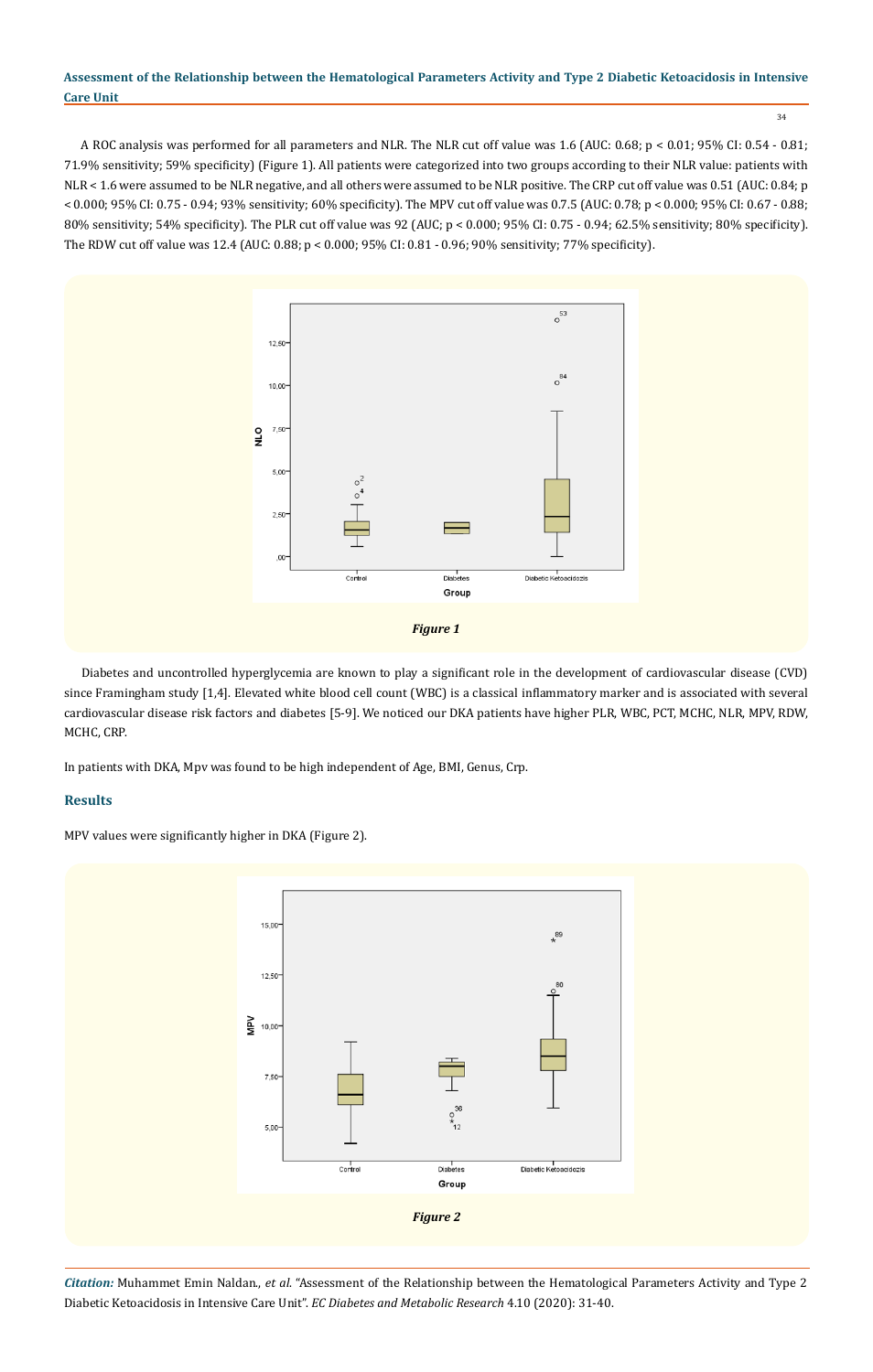A ROC analysis was performed for all parameters and NLR. The NLR cut off value was 1.6 (AUC: 0.68; $p < 0.01$; 95% CI: 0.54 - 0.81; 71.9% sensitivity; 59% specificity) (Figure 1). All patients were categorized into two groups according to their NLR value: patients with NLR < 1.6 were assumed to be NLR negative, and all others were assumed to be NLR positive. The CRP cut off value was 0.51 (AUC: 0.84; $p < 0.000$; 95% CI: 0.75 - 0.94; 93% sensitivity; 60% specificity). The MPV cut off value was 7.5 (AUC: 0.78; $p < 0.000$; 95% CI: 0.67 - 0.88; 80% sensitivity; 54% specificity). The PLR cut off value was 92 (AUC; $p < 0.000$; 95% CI: 0.75 - 0.94; 62.5% sensitivity; 80% specificity). The RDW cut off value was 12.4 (AUC: 0.88; $p < 0.000$; 95% CI: 0.81 - 0.96; 90% sensitivity; 77% specificity).

*Figure 1*

Diabetes and uncontrolled hyperglycemia are known to play a significant role in the development of cardiovascular disease (CVD) since Framingham study [1,4]. Elevated white blood cell count (WBC) is a classical inflammatory marker and is associated with several cardiovascular disease risk factors and diabetes [5-9]. We noticed our DKA patients have higher PLR, WBC, PCT, MCHC, NLR, MPV, RDW, MCHC, CRP.

In patients with DKA, Mpv was found to be high independent of Age, BMI, Genus, Crp.

## Results

MPV values were significantly higher in DKA (Figure 2).

*Figure 2*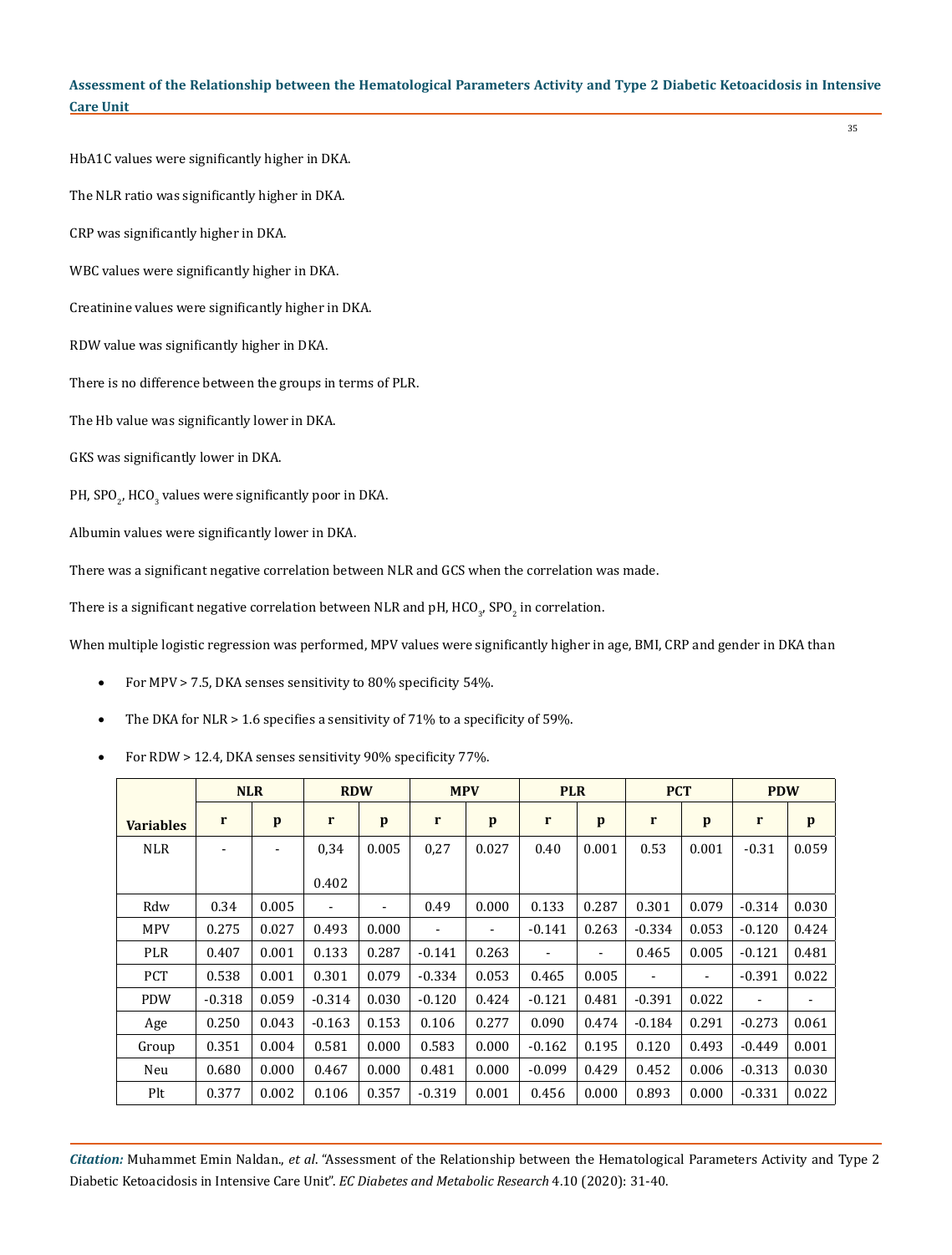HbA1C values were significantly higher in DKA.

The NLR ratio was significantly higher in DKA.

CRP was significantly higher in DKA.

WBC values were significantly higher in DKA.

Creatinine values were significantly higher in DKA.

RDW value was significantly higher in DKA.

There is no difference between the groups in terms of PLR.

The Hb value was significantly lower in DKA.

GKS was significantly lower in DKA.

PH, $SPO_2$, $HCO_3$ values were significantly poor in DKA.

Albumin values were significantly lower in DKA.

There was a significant negative correlation between NLR and GCS when the correlation was made.

There is a significant negative correlation between NLR and pH, $HCO_3$, $SPO_2$ in correlation.

When multiple logistic regression was performed, MPV values were significantly higher in age, BMI, CRP and gender in DKA than

- For MPV > 7.5, DKA senses sensitivity to 80% specificity 54%.
- The DKA for NLR > 1.6 specifies a sensitivity of 71% to a specificity of 59%.
- For RDW > 12.4, DKA senses sensitivity 90% specificity 77%.

| Variables | NLR | | RDW | | MPV | | PLR | | PCT | | PDW | |
|---|---|---|---|---|---|---|---|---|---|---|---|---|
| | r | p | r | p | r | p | r | p | r | p | r | p |
| NLR | - | - | 0,34 0.402 | 0.005 | 0,27 | 0.027 | 0.40 | 0.001 | 0.53 | 0.001 | -0.31 | 0.059 |
| Rdw | 0.34 | 0.005 | - | - | 0.49 | 0.000 | 0.133 | 0.287 | 0.301 | 0.079 | -0.314 | 0.030 |
| MPV | 0.275 | 0.027 | 0.493 | 0.000 | - | - | -0.141 | 0.263 | -0.334 | 0.053 | -0.120 | 0.424 |
| PLR | 0.407 | 0.001 | 0.133 | 0.287 | -0.141 | 0.263 | - | - | 0.465 | 0.005 | -0.121 | 0.481 |
| PCT | 0.538 | 0.001 | 0.301 | 0.079 | -0.334 | 0.053 | 0.465 | 0.005 | - | - | -0.391 | 0.022 |
| PDW | -0.318 | 0.059 | -0.314 | 0.030 | -0.120 | 0.424 | -0.121 | 0.481 | -0.391 | 0.022 | - | - |
| Age | 0.250 | 0.043 | -0.163 | 0.153 | 0.106 | 0.277 | 0.090 | 0.474 | -0.184 | 0.291 | -0.273 | 0.061 |
| Group | 0.351 | 0.004 | 0.581 | 0.000 | 0.583 | 0.000 | -0.162 | 0.195 | 0.120 | 0.493 | -0.449 | 0.001 |
| Neu | 0.680 | 0.000 | 0.467 | 0.000 | 0.481 | 0.000 | -0.099 | 0.429 | 0.452 | 0.006 | -0.313 | 0.030 |
| Plt | 0.377 | 0.002 | 0.106 | 0.357 | -0.319 | 0.001 | 0.456 | 0.000 | 0.893 | 0.000 | -0.331 | 0.022 |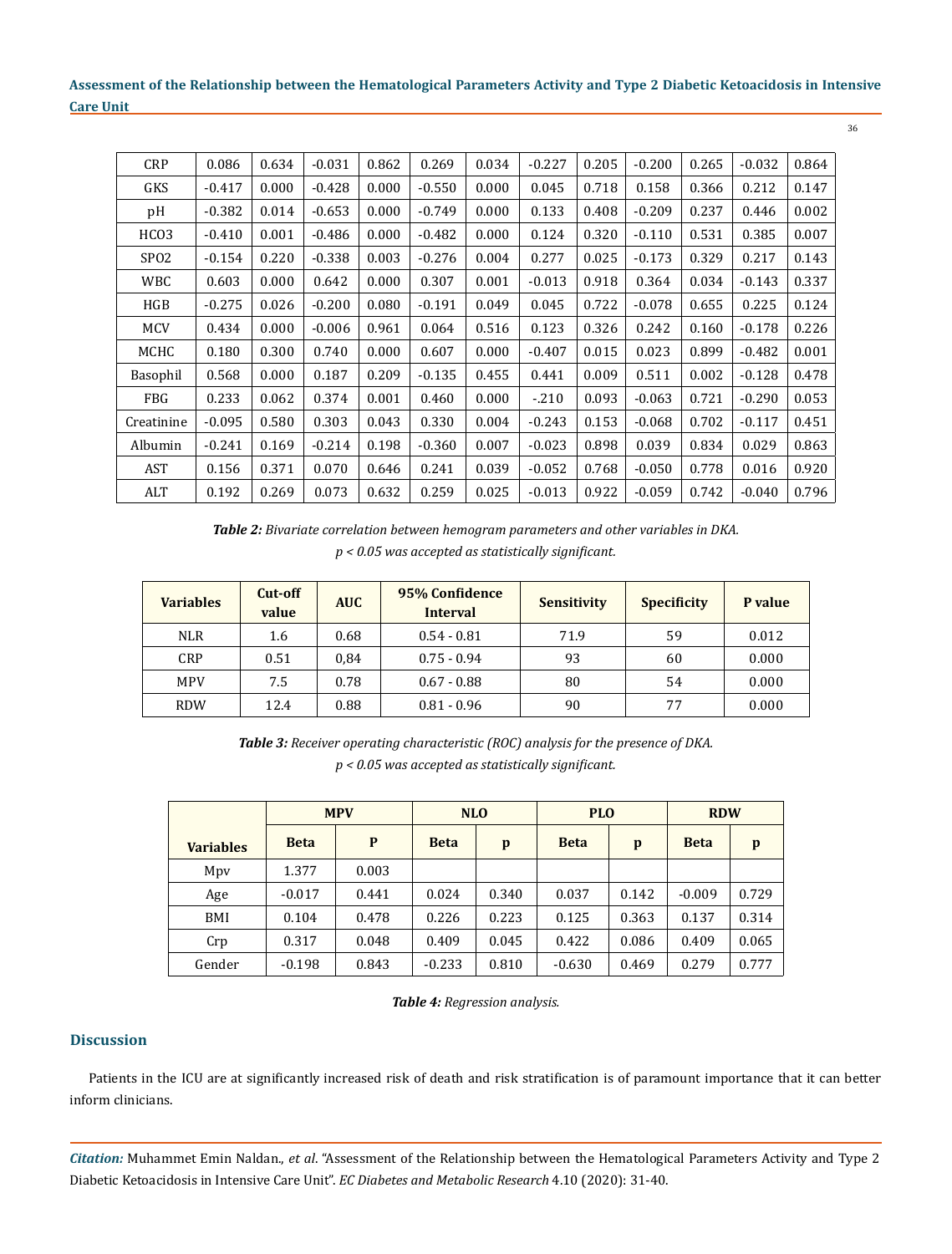| CRP | 0.086 | 0.634 | -0.031 | 0.862 | 0.269 | 0.034 | -0.227 | 0.205 | -0.200 | 0.265 | -0.032 | 0.864 |
|---|---|---|---|---|---|---|---|---|---|---|---|---|
| GKS | -0.417 | 0.000 | -0.428 | 0.000 | -0.550 | 0.000 | 0.045 | 0.718 | 0.158 | 0.366 | 0.212 | 0.147 |
| pH | -0.382 | 0.014 | -0.653 | 0.000 | -0.749 | 0.000 | 0.133 | 0.408 | -0.209 | 0.237 | 0.446 | 0.002 |
| HCO3 | -0.410 | 0.001 | -0.486 | 0.000 | -0.482 | 0.000 | 0.124 | 0.320 | -0.110 | 0.531 | 0.385 | 0.007 |
| SPO2 | -0.154 | 0.220 | -0.338 | 0.003 | -0.276 | 0.004 | 0.277 | 0.025 | -0.173 | 0.329 | 0.217 | 0.143 |
| WBC | 0.603 | 0.000 | 0.642 | 0.000 | 0.307 | 0.001 | -0.013 | 0.918 | 0.364 | 0.034 | -0.143 | 0.337 |
| HGB | -0.275 | 0.026 | -0.200 | 0.080 | -0.191 | 0.049 | 0.045 | 0.722 | -0.078 | 0.655 | 0.225 | 0.124 |
| MCV | 0.434 | 0.000 | -0.006 | 0.961 | 0.064 | 0.516 | 0.123 | 0.326 | 0.242 | 0.160 | -0.178 | 0.226 |
| MCHC | 0.180 | 0.300 | 0.740 | 0.000 | 0.607 | 0.000 | -0.407 | 0.015 | 0.023 | 0.899 | -0.482 | 0.001 |
| Basophil | 0.568 | 0.000 | 0.187 | 0.209 | -0.135 | 0.455 | 0.441 | 0.009 | 0.511 | 0.002 | -0.128 | 0.478 |
| FBG | 0.233 | 0.062 | 0.374 | 0.001 | 0.460 | 0.000 | -.210 | 0.093 | -0.063 | 0.721 | -0.290 | 0.053 |
| Creatinine | -0.095 | 0.580 | 0.303 | 0.043 | 0.330 | 0.004 | -0.243 | 0.153 | -0.068 | 0.702 | -0.117 | 0.451 |
| Albumin | -0.241 | 0.169 | -0.214 | 0.198 | -0.360 | 0.007 | -0.023 | 0.898 | 0.039 | 0.834 | 0.029 | 0.863 |
| AST | 0.156 | 0.371 | 0.070 | 0.646 | 0.241 | 0.039 | -0.052 | 0.768 | -0.050 | 0.778 | 0.016 | 0.920 |
| ALT | 0.192 | 0.269 | 0.073 | 0.632 | 0.259 | 0.025 | -0.013 | 0.922 | -0.059 | 0.742 | -0.040 | 0.796 |

***Table 2:*** *Bivariate correlation between hemogram parameters and other variables in DKA.*
*p < 0.05 was accepted as statistically significant.*

| Variables | Cut-off value | AUC | 95% Confidence Interval | Sensitivity | Specificity | P value |
|---|---|---|---|---|---|---|
| NLR | 1.6 | 0.68 | 0.54 - 0.81 | 71.9 | 59 | 0.012 |
| CRP | 0.51 | 0,84 | 0.75 - 0.94 | 93 | 60 | 0.000 |
| MPV | 7.5 | 0.78 | 0.67 - 0.88 | 80 | 54 | 0.000 |
| RDW | 12.4 | 0.88 | 0.81 - 0.96 | 90 | 77 | 0.000 |

***Table 3:*** *Receiver operating characteristic (ROC) analysis for the presence of DKA.*
*p < 0.05 was accepted as statistically significant.*

| Variables | MPV | | NLO | | PLO | | RDW | |
|---|---|---|---|---|---|---|---|---|
| | Beta | P | Beta | p | Beta | p | Beta | p |
| Mpv | 1.377 | 0.003 | | | | | | |
| Age | -0.017 | 0.441 | 0.024 | 0.340 | 0.037 | 0.142 | -0.009 | 0.729 |
| BMI | 0.104 | 0.478 | 0.226 | 0.223 | 0.125 | 0.363 | 0.137 | 0.314 |
| Crp | 0.317 | 0.048 | 0.409 | 0.045 | 0.422 | 0.086 | 0.409 | 0.065 |
| Gender | -0.198 | 0.843 | -0.233 | 0.810 | -0.630 | 0.469 | 0.279 | 0.777 |

***Table 4:*** *Regression analysis.*

## Discussion

Patients in the ICU are at significantly increased risk of death and risk stratification is of paramount importance that it can better inform clinicians.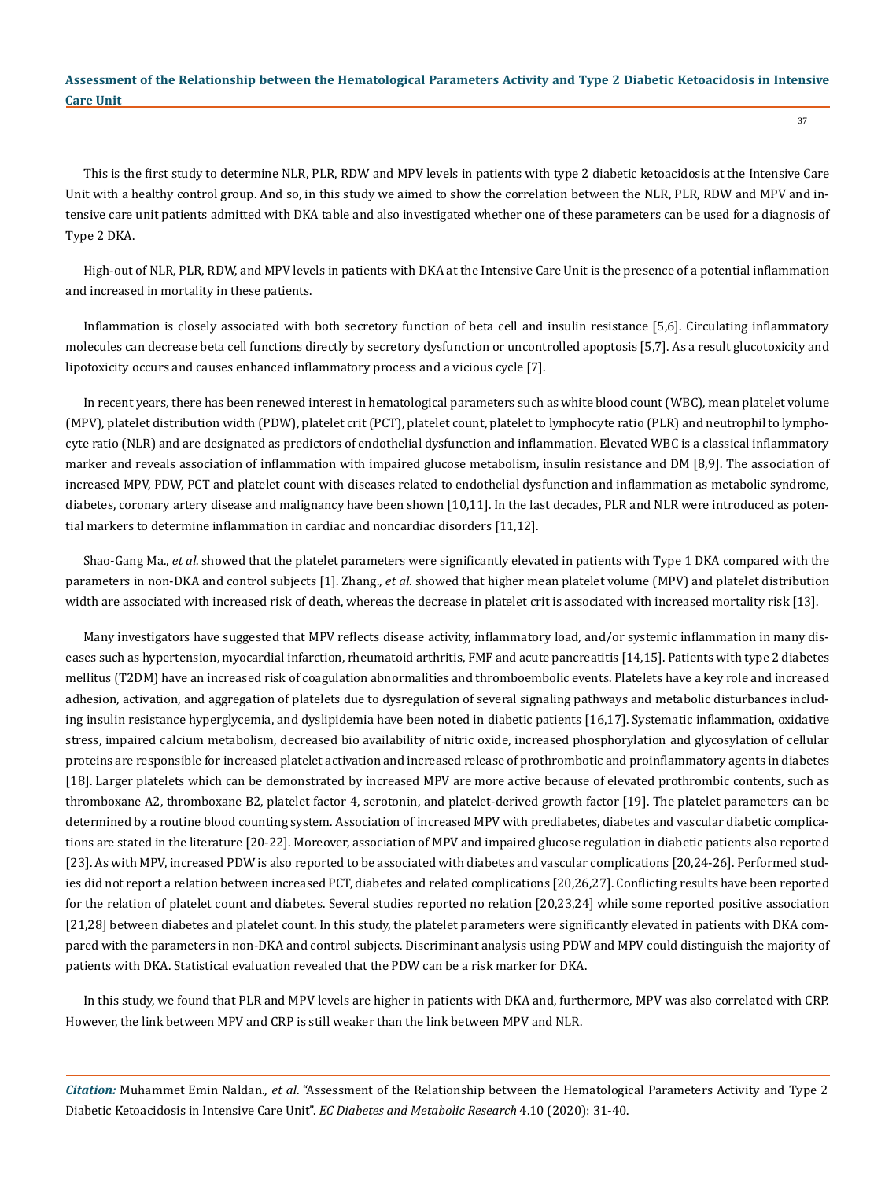This is the first study to determine NLR, PLR, RDW and MPV levels in patients with type 2 diabetic ketoacidosis at the Intensive Care Unit with a healthy control group. And so, in this study we aimed to show the correlation between the NLR, PLR, RDW and MPV and intensive care unit patients admitted with DKA table and also investigated whether one of these parameters can be used for a diagnosis of Type 2 DKA.

High-out of NLR, PLR, RDW, and MPV levels in patients with DKA at the Intensive Care Unit is the presence of a potential inflammation and increased in mortality in these patients.

Inflammation is closely associated with both secretory function of beta cell and insulin resistance [5,6]. Circulating inflammatory molecules can decrease beta cell functions directly by secretory dysfunction or uncontrolled apoptosis [5,7]. As a result glucotoxicity and lipotoxicity occurs and causes enhanced inflammatory process and a vicious cycle [7].

In recent years, there has been renewed interest in hematological parameters such as white blood count (WBC), mean platelet volume (MPV), platelet distribution width (PDW), platelet crit (PCT), platelet count, platelet to lymphocyte ratio (PLR) and neutrophil to lymphocyte ratio (NLR) and are designated as predictors of endothelial dysfunction and inflammation. Elevated WBC is a classical inflammatory marker and reveals association of inflammation with impaired glucose metabolism, insulin resistance and DM [8,9]. The association of increased MPV, PDW, PCT and platelet count with diseases related to endothelial dysfunction and inflammation as metabolic syndrome, diabetes, coronary artery disease and malignancy have been shown [10,11]. In the last decades, PLR and NLR were introduced as potential markers to determine inflammation in cardiac and noncardiac disorders [11,12].

Shao-Gang Ma., *et al.* showed that the platelet parameters were significantly elevated in patients with Type 1 DKA compared with the parameters in non-DKA and control subjects [1]. Zhang., *et al.* showed that higher mean platelet volume (MPV) and platelet distribution width are associated with increased risk of death, whereas the decrease in platelet crit is associated with increased mortality risk [13].

Many investigators have suggested that MPV reflects disease activity, inflammatory load, and/or systemic inflammation in many diseases such as hypertension, myocardial infarction, rheumatoid arthritis, FMF and acute pancreatitis [14,15]. Patients with type 2 diabetes mellitus (T2DM) have an increased risk of coagulation abnormalities and thromboembolic events. Platelets have a key role and increased adhesion, activation, and aggregation of platelets due to dysregulation of several signaling pathways and metabolic disturbances including insulin resistance hyperglycemia, and dyslipidemia have been noted in diabetic patients [16,17]. Systematic inflammation, oxidative stress, impaired calcium metabolism, decreased bio availability of nitric oxide, increased phosphorylation and glycosylation of cellular proteins are responsible for increased platelet activation and increased release of prothrombotic and proinflammatory agents in diabetes [18]. Larger platelets which can be demonstrated by increased MPV are more active because of elevated prothrombic contents, such as thromboxane A2, thromboxane B2, platelet factor 4, serotonin, and platelet-derived growth factor [19]. The platelet parameters can be determined by a routine blood counting system. Association of increased MPV with prediabetes, diabetes and vascular diabetic complications are stated in the literature [20-22]. Moreover, association of MPV and impaired glucose regulation in diabetic patients also reported [23]. As with MPV, increased PDW is also reported to be associated with diabetes and vascular complications [20,24-26]. Performed studies did not report a relation between increased PCT, diabetes and related complications [20,26,27]. Conflicting results have been reported for the relation of platelet count and diabetes. Several studies reported no relation [20,23,24] while some reported positive association [21,28] between diabetes and platelet count. In this study, the platelet parameters were significantly elevated in patients with DKA compared with the parameters in non-DKA and control subjects. Discriminant analysis using PDW and MPV could distinguish the majority of patients with DKA. Statistical evaluation revealed that the PDW can be a risk marker for DKA.

In this study, we found that PLR and MPV levels are higher in patients with DKA and, furthermore, MPV was also correlated with CRP. However, the link between MPV and CRP is still weaker than the link between MPV and NLR.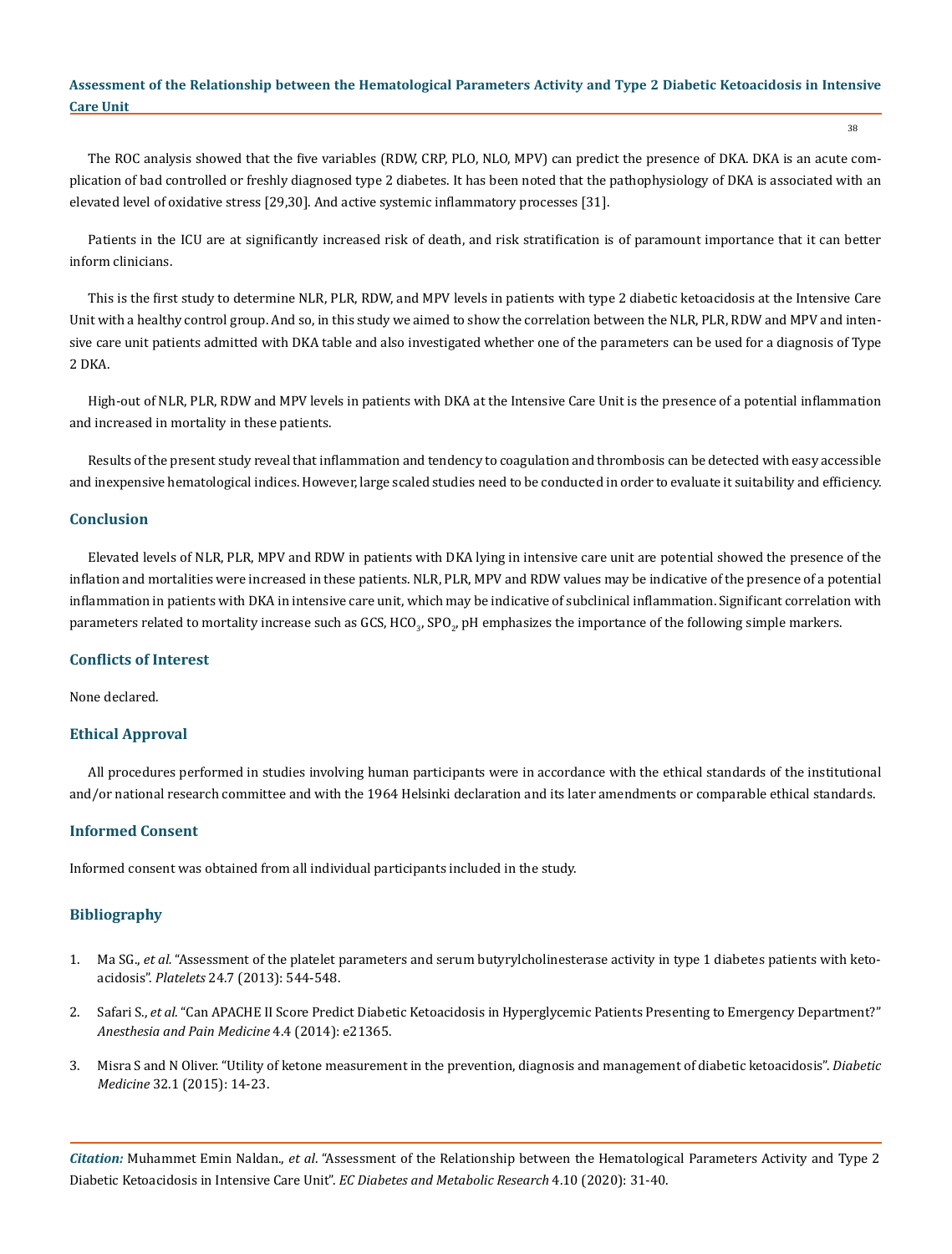The ROC analysis showed that the five variables (RDW, CRP, PLO, NLO, MPV) can predict the presence of DKA. DKA is an acute complication of bad controlled or freshly diagnosed type 2 diabetes. It has been noted that the pathophysiology of DKA is associated with an elevated level of oxidative stress [29,30]. And active systemic inflammatory processes [31].

Patients in the ICU are at significantly increased risk of death, and risk stratification is of paramount importance that it can better inform clinicians.

This is the first study to determine NLR, PLR, RDW, and MPV levels in patients with type 2 diabetic ketoacidosis at the Intensive Care Unit with a healthy control group. And so, in this study we aimed to show the correlation between the NLR, PLR, RDW and MPV and intensive care unit patients admitted with DKA table and also investigated whether one of the parameters can be used for a diagnosis of Type 2 DKA.

High-out of NLR, PLR, RDW and MPV levels in patients with DKA at the Intensive Care Unit is the presence of a potential inflammation and increased in mortality in these patients.

Results of the present study reveal that inflammation and tendency to coagulation and thrombosis can be detected with easy accessible and inexpensive hematological indices. However, large scaled studies need to be conducted in order to evaluate it suitability and efficiency.

## Conclusion

Elevated levels of NLR, PLR, MPV and RDW in patients with DKA lying in intensive care unit are potential showed the presence of the inflation and mortalities were increased in these patients. NLR, PLR, MPV and RDW values may be indicative of the presence of a potential inflammation in patients with DKA in intensive care unit, which may be indicative of subclinical inflammation. Significant correlation with parameters related to mortality increase such as GCS, $HCO_3$, $SPO_2$, pH emphasizes the importance of the following simple markers.

## Conflicts of Interest

None declared.

## Ethical Approval

All procedures performed in studies involving human participants were in accordance with the ethical standards of the institutional and/or national research committee and with the 1964 Helsinki declaration and its later amendments or comparable ethical standards.

## Informed Consent

Informed consent was obtained from all individual participants included in the study.

## Bibliography

1. Ma SG., *et al.* "Assessment of the platelet parameters and serum butyrylcholinesterase activity in type 1 diabetes patients with ketoacidosis". *Platelets* 24.7 (2013): 544-548.
2. Safari S., *et al.* "Can APACHE II Score Predict Diabetic Ketoacidosis in Hyperglycemic Patients Presenting to Emergency Department?" *Anesthesia and Pain Medicine* 4.4 (2014): e21365.
3. Misra S and N Oliver. "Utility of ketone measurement in the prevention, diagnosis and management of diabetic ketoacidosis". *Diabetic Medicine* 32.1 (2015): 14-23.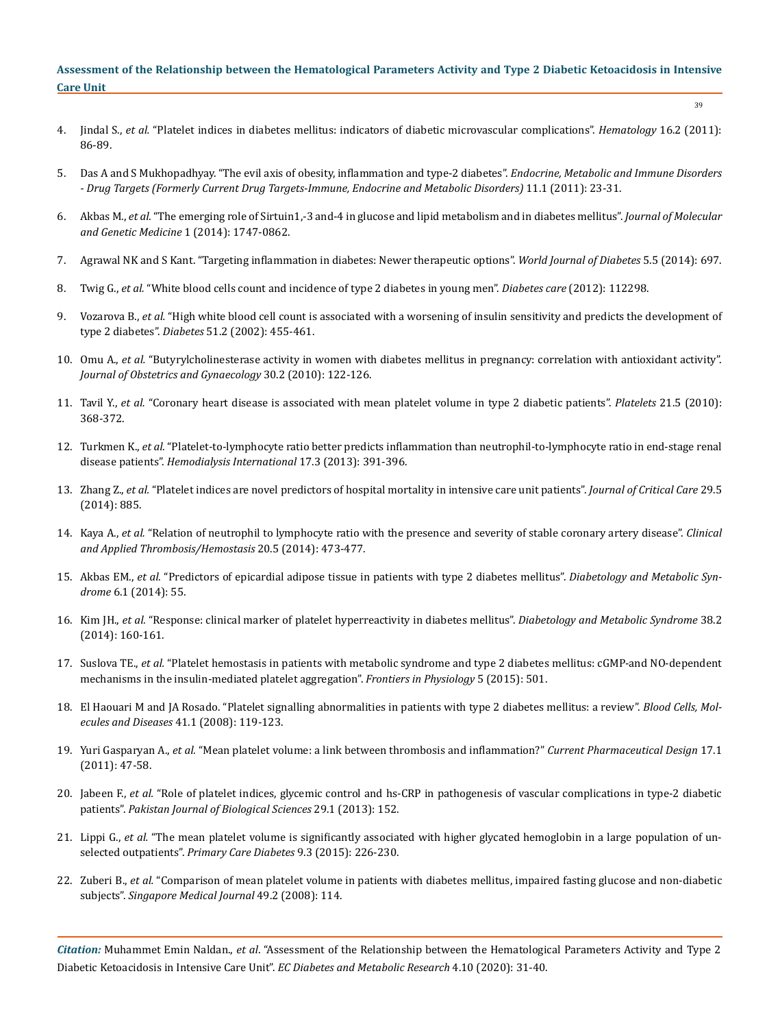4. Jindal S., *et al.* "Platelet indices in diabetes mellitus: indicators of diabetic microvascular complications". *Hematology* 16.2 (2011): 86-89.

5. Das A and S Mukhopadhyay. "The evil axis of obesity, inflammation and type-2 diabetes". *Endocrine, Metabolic and Immune Disorders - Drug Targets (Formerly Current Drug Targets-Immune, Endocrine and Metabolic Disorders)* 11.1 (2011): 23-31.

6. Akbas M., *et al.* "The emerging role of Sirtuin1,-3 and-4 in glucose and lipid metabolism and in diabetes mellitus". *Journal of Molecular and Genetic Medicine* 1 (2014): 1747-0862.

7. Agrawal NK and S Kant. "Targeting inflammation in diabetes: Newer therapeutic options". *World Journal of Diabetes* 5.5 (2014): 697.

8. Twig G., *et al.* "White blood cells count and incidence of type 2 diabetes in young men". *Diabetes care* (2012): 112298.

9. Vozarova B., *et al.* "High white blood cell count is associated with a worsening of insulin sensitivity and predicts the development of type 2 diabetes". *Diabetes* 51.2 (2002): 455-461.

10. Omu A., *et al.* "Butyrylcholinesterase activity in women with diabetes mellitus in pregnancy: correlation with antioxidant activity". *Journal of Obstetrics and Gynaecology* 30.2 (2010): 122-126.

11. Tavil Y., *et al.* "Coronary heart disease is associated with mean platelet volume in type 2 diabetic patients". *Platelets* 21.5 (2010): 368-372.

12. Turkmen K., *et al.* "Platelet-to-lymphocyte ratio better predicts inflammation than neutrophil-to-lymphocyte ratio in end-stage renal disease patients". *Hemodialysis International* 17.3 (2013): 391-396.

13. Zhang Z., *et al.* "Platelet indices are novel predictors of hospital mortality in intensive care unit patients". *Journal of Critical Care* 29.5 (2014): 885.

14. Kaya A., *et al.* "Relation of neutrophil to lymphocyte ratio with the presence and severity of stable coronary artery disease". *Clinical and Applied Thrombosis/Hemostasis* 20.5 (2014): 473-477.

15. Akbas EM., *et al.* "Predictors of epicardial adipose tissue in patients with type 2 diabetes mellitus". *Diabetology and Metabolic Syndrome* 6.1 (2014): 55.

16. Kim JH., *et al.* "Response: clinical marker of platelet hyperreactivity in diabetes mellitus". *Diabetology and Metabolic Syndrome* 38.2 (2014): 160-161.

17. Suslova TE., *et al.* "Platelet hemostasis in patients with metabolic syndrome and type 2 diabetes mellitus: cGMP-and NO-dependent mechanisms in the insulin-mediated platelet aggregation". *Frontiers in Physiology* 5 (2015): 501.

18. El Haouari M and JA Rosado. "Platelet signalling abnormalities in patients with type 2 diabetes mellitus: a review". *Blood Cells, Molecules and Diseases* 41.1 (2008): 119-123.

19. Yuri Gasparyan A., *et al.* "Mean platelet volume: a link between thrombosis and inflammation?" *Current Pharmaceutical Design* 17.1 (2011): 47-58.

20. Jabeen F., *et al.* "Role of platelet indices, glycemic control and hs-CRP in pathogenesis of vascular complications in type-2 diabetic patients". *Pakistan Journal of Biological Sciences* 29.1 (2013): 152.

21. Lippi G., *et al.* "The mean platelet volume is significantly associated with higher glycated hemoglobin in a large population of unselected outpatients". *Primary Care Diabetes* 9.3 (2015): 226-230.

22. Zuberi B., *et al.* "Comparison of mean platelet volume in patients with diabetes mellitus, impaired fasting glucose and non-diabetic subjects". *Singapore Medical Journal* 49.2 (2008): 114.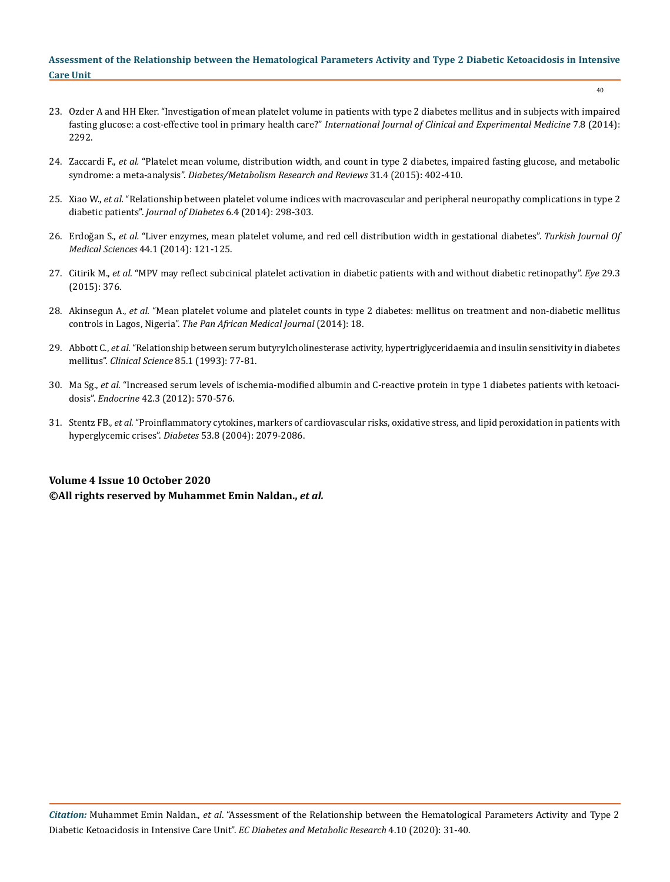23. Ozder A and HH Eker. "Investigation of mean platelet volume in patients with type 2 diabetes mellitus and in subjects with impaired fasting glucose: a cost-effective tool in primary health care?" *International Journal of Clinical and Experimental Medicine* 7.8 (2014): 2292.

24. Zaccardi F., *et al.* "Platelet mean volume, distribution width, and count in type 2 diabetes, impaired fasting glucose, and metabolic syndrome: a meta-analysis". *Diabetes/Metabolism Research and Reviews* 31.4 (2015): 402-410.

25. Xiao W., *et al.* "Relationship between platelet volume indices with macrovascular and peripheral neuropathy complications in type 2 diabetic patients". *Journal of Diabetes* 6.4 (2014): 298-303.

26. Erdoğan S., *et al.* "Liver enzymes, mean platelet volume, and red cell distribution width in gestational diabetes". *Turkish Journal Of Medical Sciences* 44.1 (2014): 121-125.

27. Citirik M., *et al.* "MPV may reflect subcinical platelet activation in diabetic patients with and without diabetic retinopathy". *Eye* 29.3 (2015): 376.

28. Akinsegun A., *et al.* "Mean platelet volume and platelet counts in type 2 diabetes: mellitus on treatment and non-diabetic mellitus controls in Lagos, Nigeria". *The Pan African Medical Journal* (2014): 18.

29. Abbott C., *et al.* "Relationship between serum butyrylcholinesterase activity, hypertriglyceridaemia and insulin sensitivity in diabetes mellitus". *Clinical Science* 85.1 (1993): 77-81.

30. Ma Sg., *et al.* "Increased serum levels of ischemia-modified albumin and C-reactive protein in type 1 diabetes patients with ketoacidosis". *Endocrine* 42.3 (2012): 570-576.

31. Stentz FB., *et al.* "Proinflammatory cytokines, markers of cardiovascular risks, oxidative stress, and lipid peroxidation in patients with hyperglycemic crises". *Diabetes* 53.8 (2004): 2079-2086.

**Volume 4 Issue 10 October 2020**
**©All rights reserved by Muhammet Emin Naldan., *et al.***